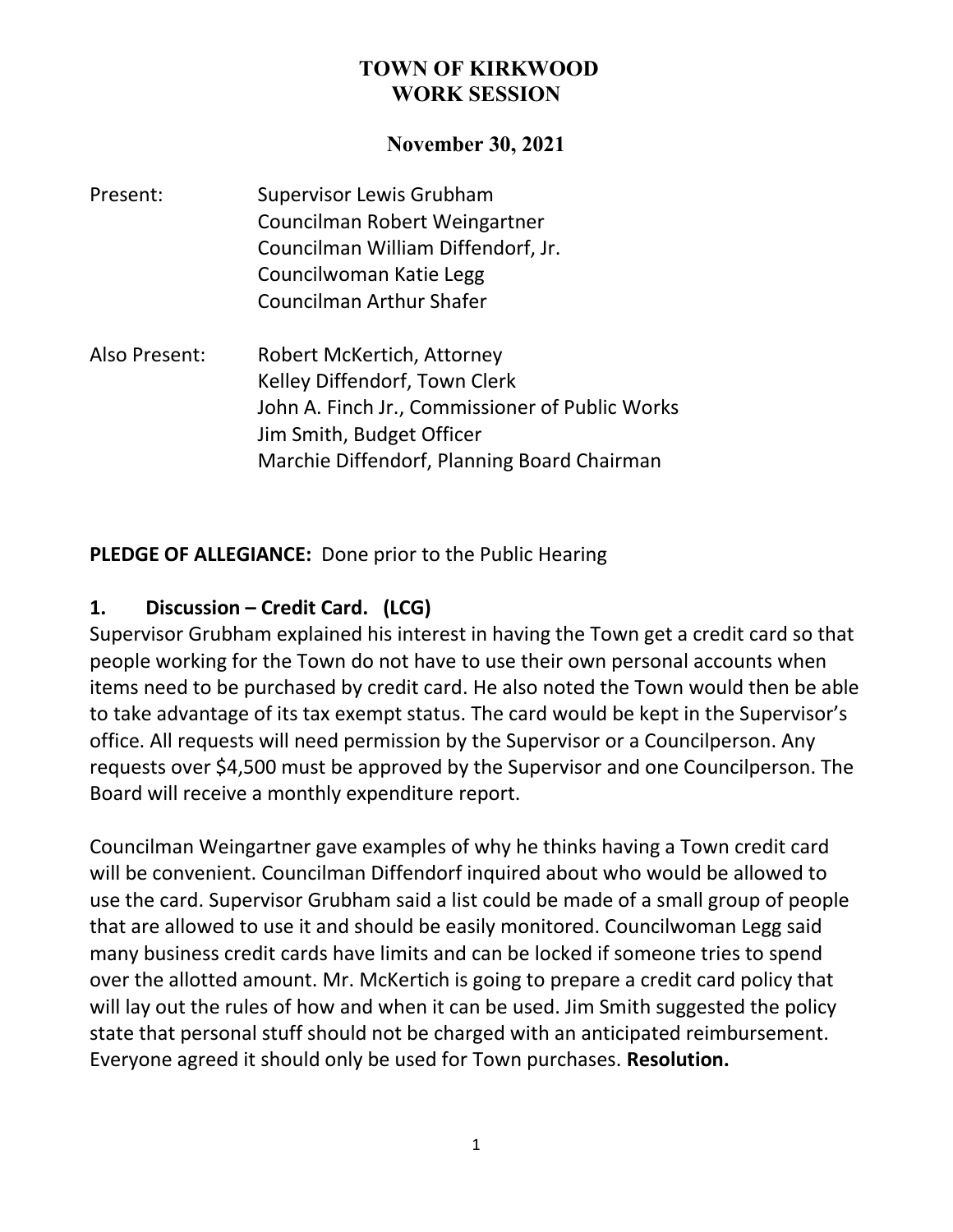# TOWN OF KIRKWOOD
# WORK SESSION

## November 30, 2021

Present: Supervisor Lewis Grubham
Councilman Robert Weingartner
Councilman William Diffendorf, Jr.
Councilwoman Katie Legg
Councilman Arthur Shafer

Also Present: Robert McKertich, Attorney
Kelley Diffendorf, Town Clerk
John A. Finch Jr., Commissioner of Public Works
Jim Smith, Budget Officer
Marchie Diffendorf, Planning Board Chairman

**PLEDGE OF ALLEGIANCE:** Done prior to the Public Hearing

### 1. Discussion – Credit Card. (LCG)

Supervisor Grubham explained his interest in having the Town get a credit card so that people working for the Town do not have to use their own personal accounts when items need to be purchased by credit card. He also noted the Town would then be able to take advantage of its tax exempt status. The card would be kept in the Supervisor's office. All requests will need permission by the Supervisor or a Councilperson. Any requests over $4,500 must be approved by the Supervisor and one Councilperson. The Board will receive a monthly expenditure report.

Councilman Weingartner gave examples of why he thinks having a Town credit card will be convenient. Councilman Diffendorf inquired about who would be allowed to use the card. Supervisor Grubham said a list could be made of a small group of people that are allowed to use it and should be easily monitored. Councilwoman Legg said many business credit cards have limits and can be locked if someone tries to spend over the allotted amount. Mr. McKertich is going to prepare a credit card policy that will lay out the rules of how and when it can be used. Jim Smith suggested the policy state that personal stuff should not be charged with an anticipated reimbursement. Everyone agreed it should only be used for Town purchases. **Resolution.**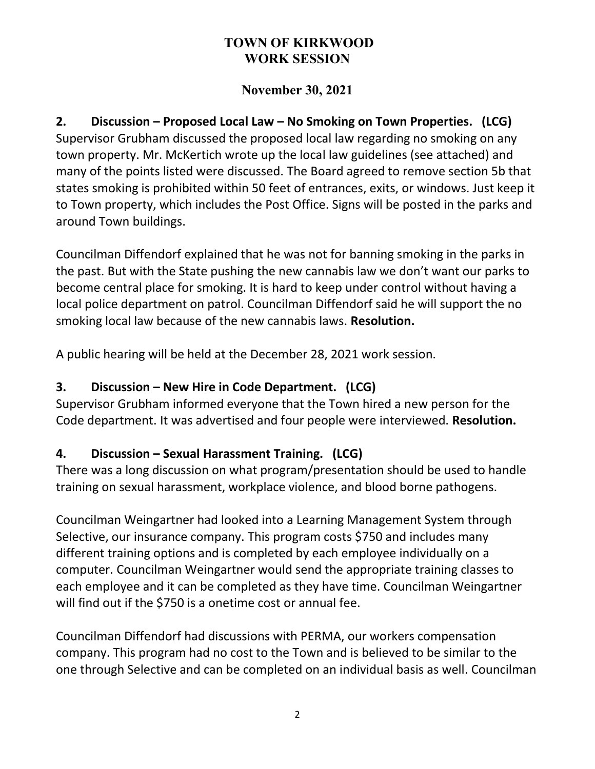**TOWN OF KIRKWOOD**
**WORK SESSION**

**November 30, 2021**

### 2. Discussion – Proposed Local Law – No Smoking on Town Properties. (LCG)

Supervisor Grubham discussed the proposed local law regarding no smoking on any town property. Mr. McKertich wrote up the local law guidelines (see attached) and many of the points listed were discussed. The Board agreed to remove section 5b that states smoking is prohibited within 50 feet of entrances, exits, or windows. Just keep it to Town property, which includes the Post Office. Signs will be posted in the parks and around Town buildings.

Councilman Diffendorf explained that he was not for banning smoking in the parks in the past. But with the State pushing the new cannabis law we don't want our parks to become central place for smoking. It is hard to keep under control without having a local police department on patrol. Councilman Diffendorf said he will support the no smoking local law because of the new cannabis laws. **Resolution.**

A public hearing will be held at the December 28, 2021 work session.

### 3. Discussion – New Hire in Code Department. (LCG)

Supervisor Grubham informed everyone that the Town hired a new person for the Code department. It was advertised and four people were interviewed. **Resolution.**

### 4. Discussion – Sexual Harassment Training. (LCG)

There was a long discussion on what program/presentation should be used to handle training on sexual harassment, workplace violence, and blood borne pathogens.

Councilman Weingartner had looked into a Learning Management System through Selective, our insurance company. This program costs $750 and includes many different training options and is completed by each employee individually on a computer. Councilman Weingartner would send the appropriate training classes to each employee and it can be completed as they have time. Councilman Weingartner will find out if the $750 is a onetime cost or annual fee.

Councilman Diffendorf had discussions with PERMA, our workers compensation company. This program had no cost to the Town and is believed to be similar to the one through Selective and can be completed on an individual basis as well. Councilman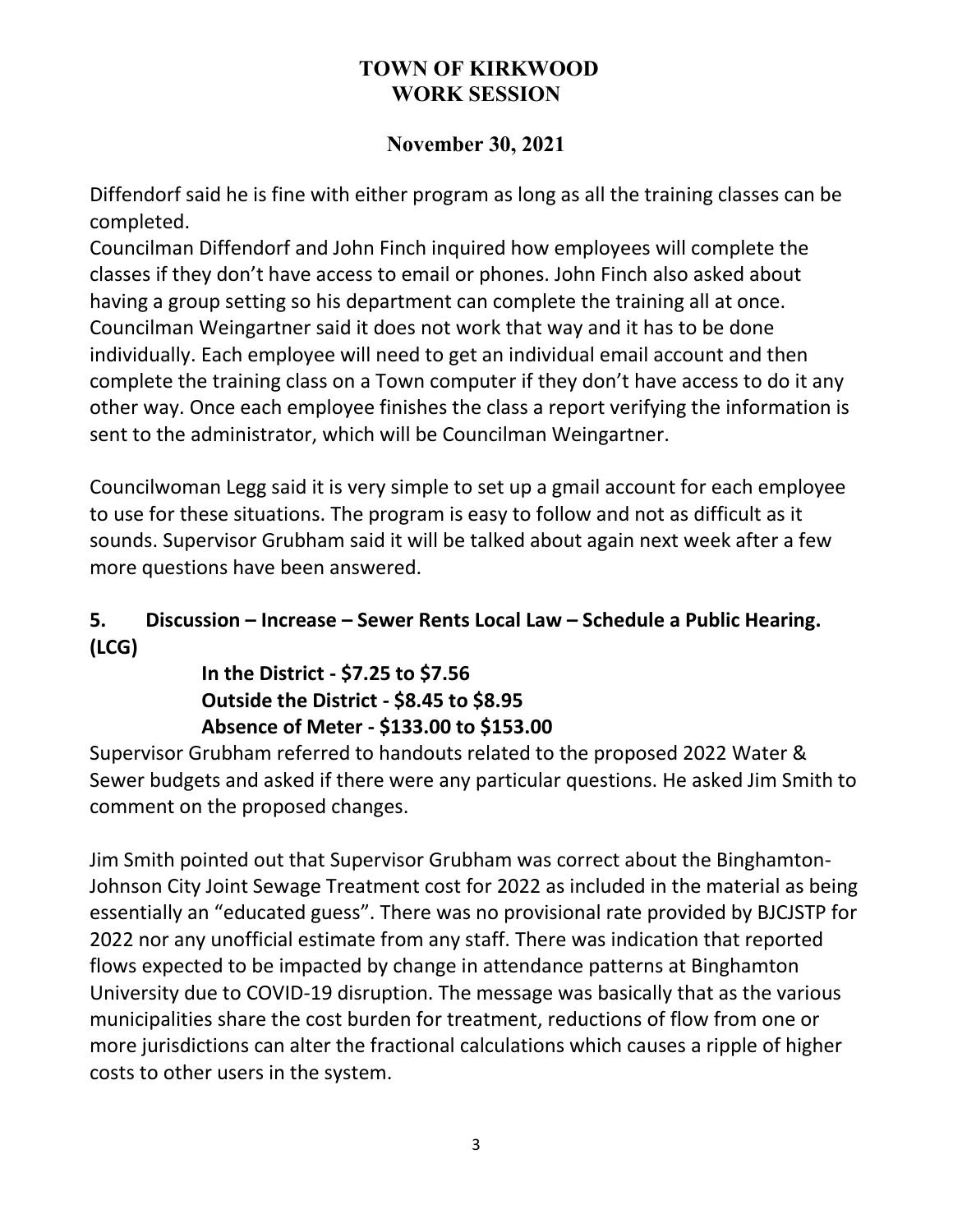Diffendorf said he is fine with either program as long as all the training classes can be completed.
Councilman Diffendorf and John Finch inquired how employees will complete the classes if they don't have access to email or phones. John Finch also asked about having a group setting so his department can complete the training all at once. Councilman Weingartner said it does not work that way and it has to be done individually. Each employee will need to get an individual email account and then complete the training class on a Town computer if they don't have access to do it any other way. Once each employee finishes the class a report verifying the information is sent to the administrator, which will be Councilman Weingartner.

Councilwoman Legg said it is very simple to set up a gmail account for each employee to use for these situations. The program is easy to follow and not as difficult as it sounds. Supervisor Grubham said it will be talked about again next week after a few more questions have been answered.

**5. Discussion – Increase – Sewer Rents Local Law – Schedule a Public Hearing. (LCG)**

**In the District - $7.25 to $7.56**
**Outside the District - $8.45 to $8.95**
**Absence of Meter - $133.00 to $153.00**

Supervisor Grubham referred to handouts related to the proposed 2022 Water & Sewer budgets and asked if there were any particular questions. He asked Jim Smith to comment on the proposed changes.

Jim Smith pointed out that Supervisor Grubham was correct about the Binghamton-Johnson City Joint Sewage Treatment cost for 2022 as included in the material as being essentially an "educated guess". There was no provisional rate provided by BJCJSTP for 2022 nor any unofficial estimate from any staff. There was indication that reported flows expected to be impacted by change in attendance patterns at Binghamton University due to COVID-19 disruption. The message was basically that as the various municipalities share the cost burden for treatment, reductions of flow from one or more jurisdictions can alter the fractional calculations which causes a ripple of higher costs to other users in the system.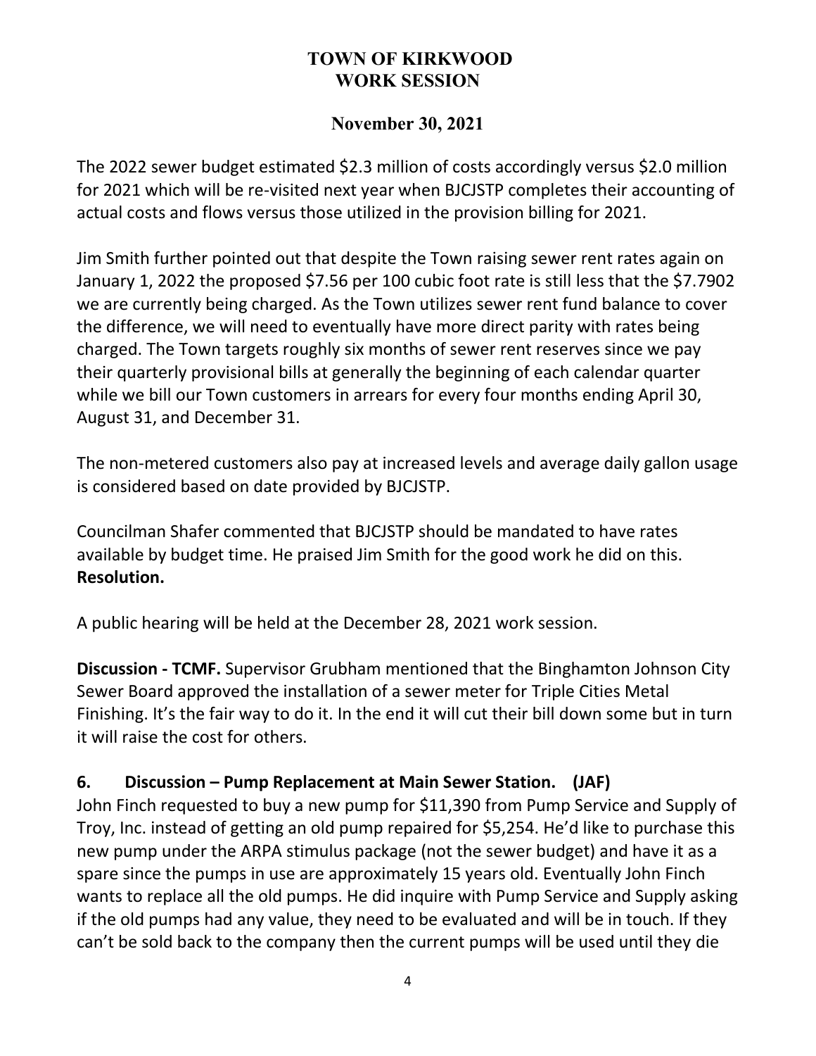# TOWN OF KIRKWOOD
# WORK SESSION

## November 30, 2021

The 2022 sewer budget estimated $2.3 million of costs accordingly versus $2.0 million for 2021 which will be re-visited next year when BJCJSTP completes their accounting of actual costs and flows versus those utilized in the provision billing for 2021.

Jim Smith further pointed out that despite the Town raising sewer rent rates again on January 1, 2022 the proposed $7.56 per 100 cubic foot rate is still less that the $7.7902 we are currently being charged. As the Town utilizes sewer rent fund balance to cover the difference, we will need to eventually have more direct parity with rates being charged. The Town targets roughly six months of sewer rent reserves since we pay their quarterly provisional bills at generally the beginning of each calendar quarter while we bill our Town customers in arrears for every four months ending April 30, August 31, and December 31.

The non-metered customers also pay at increased levels and average daily gallon usage is considered based on date provided by BJCJSTP.

Councilman Shafer commented that BJCJSTP should be mandated to have rates available by budget time. He praised Jim Smith for the good work he did on this. **Resolution.**

A public hearing will be held at the December 28, 2021 work session.

**Discussion - TCMF.** Supervisor Grubham mentioned that the Binghamton Johnson City Sewer Board approved the installation of a sewer meter for Triple Cities Metal Finishing. It's the fair way to do it. In the end it will cut their bill down some but in turn it will raise the cost for others.

## 6. Discussion – Pump Replacement at Main Sewer Station. (JAF)

John Finch requested to buy a new pump for $11,390 from Pump Service and Supply of Troy, Inc. instead of getting an old pump repaired for $5,254. He'd like to purchase this new pump under the ARPA stimulus package (not the sewer budget) and have it as a spare since the pumps in use are approximately 15 years old. Eventually John Finch wants to replace all the old pumps. He did inquire with Pump Service and Supply asking if the old pumps had any value, they need to be evaluated and will be in touch. If they can't be sold back to the company then the current pumps will be used until they die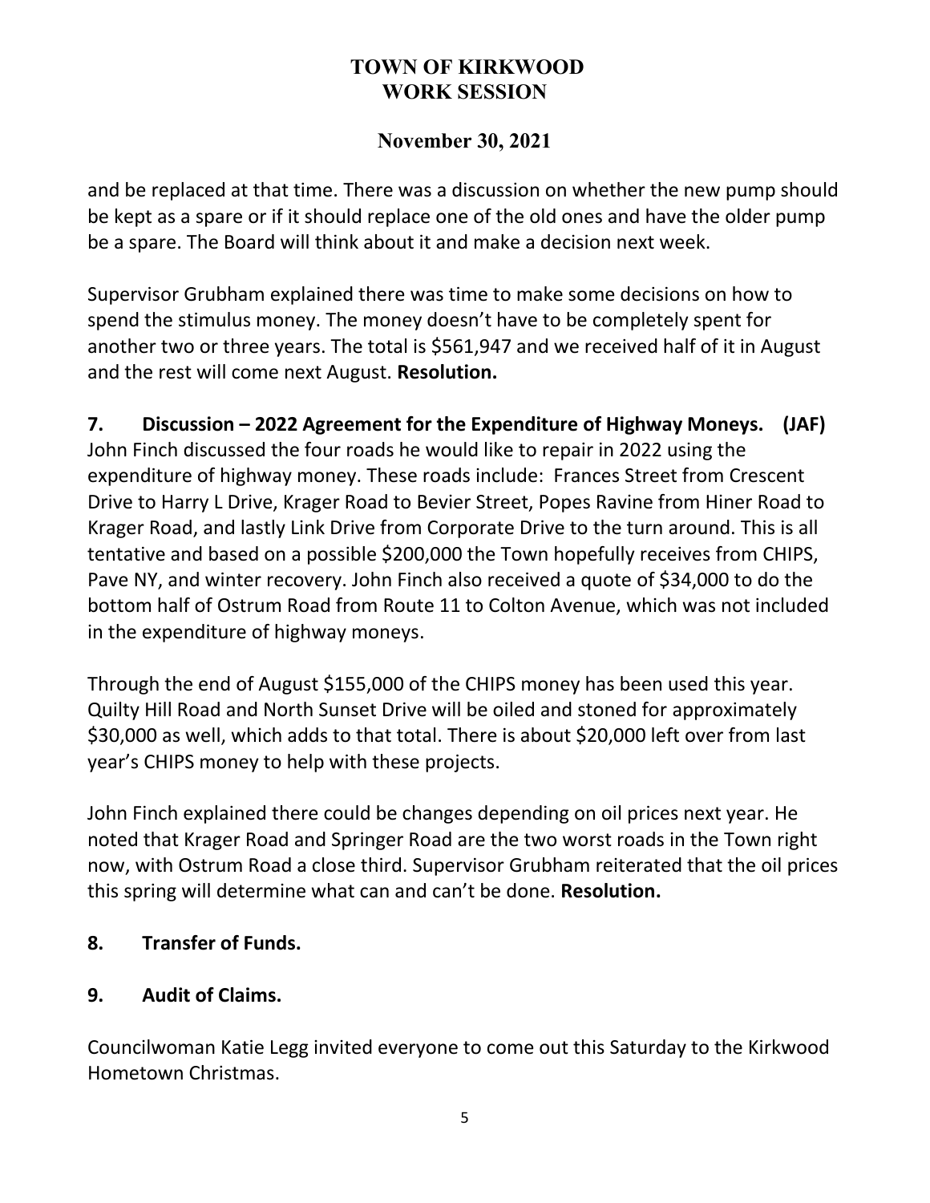and be replaced at that time. There was a discussion on whether the new pump should be kept as a spare or if it should replace one of the old ones and have the older pump be a spare. The Board will think about it and make a decision next week.

Supervisor Grubham explained there was time to make some decisions on how to spend the stimulus money. The money doesn't have to be completely spent for another two or three years. The total is $561,947 and we received half of it in August and the rest will come next August. **Resolution.**

**7. Discussion – 2022 Agreement for the Expenditure of Highway Moneys. (JAF)**

John Finch discussed the four roads he would like to repair in 2022 using the expenditure of highway money. These roads include: Frances Street from Crescent Drive to Harry L Drive, Krager Road to Bevier Street, Popes Ravine from Hiner Road to Krager Road, and lastly Link Drive from Corporate Drive to the turn around. This is all tentative and based on a possible $200,000 the Town hopefully receives from CHIPS, Pave NY, and winter recovery. John Finch also received a quote of $34,000 to do the bottom half of Ostrum Road from Route 11 to Colton Avenue, which was not included in the expenditure of highway moneys.

Through the end of August $155,000 of the CHIPS money has been used this year. Quilty Hill Road and North Sunset Drive will be oiled and stoned for approximately $30,000 as well, which adds to that total. There is about $20,000 left over from last year's CHIPS money to help with these projects.

John Finch explained there could be changes depending on oil prices next year. He noted that Krager Road and Springer Road are the two worst roads in the Town right now, with Ostrum Road a close third. Supervisor Grubham reiterated that the oil prices this spring will determine what can and can't be done. **Resolution.**

**8. Transfer of Funds.**

**9. Audit of Claims.**

Councilwoman Katie Legg invited everyone to come out this Saturday to the Kirkwood Hometown Christmas.